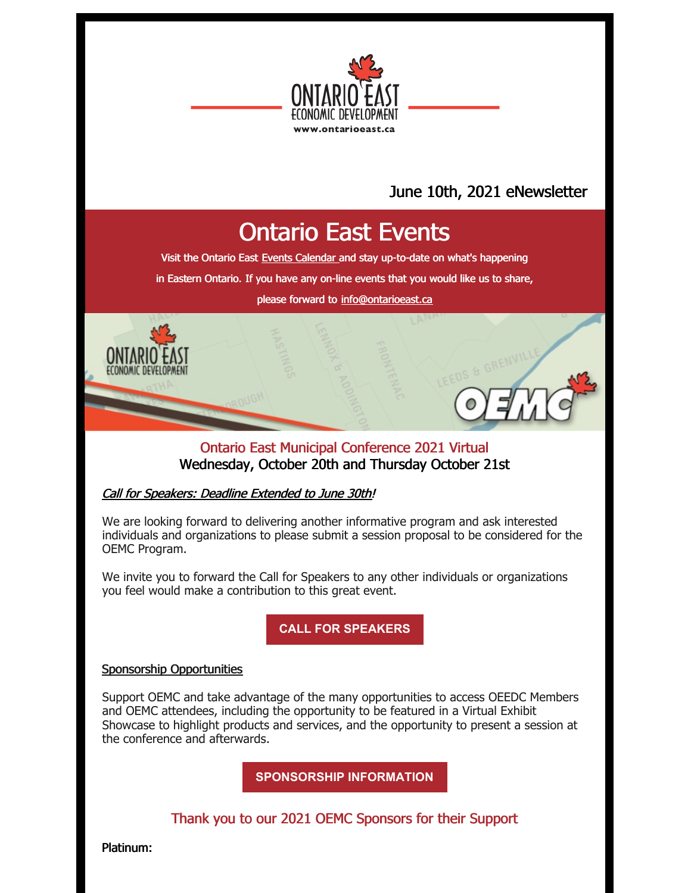June 10th, 2021 eNewsletter

# Ontario East Events

Visit the Ontario East Events Calendar and stay up-to-date on what's happening in Eastern Ontario. If you have any on-line events that you would like us to share, please forward to info@ontarioeast.ca

## Ontario East Municipal Conference 2021 Virtual
**Wednesday, October 20th and Thursday October 21st**

*Call for Speakers: Deadline Extended to June 30th!*

We are looking forward to delivering another informative program and ask interested individuals and organizations to please submit a session proposal to be considered for the OEMC Program.

We invite you to forward the Call for Speakers to any other individuals or organizations you feel would make a contribution to this great event.

**CALL FOR SPEAKERS**

Sponsorship Opportunities

Support OEMC and take advantage of the many opportunities to access OEEDC Members and OEMC attendees, including the opportunity to be featured in a Virtual Exhibit Showcase to highlight products and services, and the opportunity to present a session at the conference and afterwards.

**SPONSORSHIP INFORMATION**

## Thank you to our 2021 OEMC Sponsors for their Support

**Platinum:**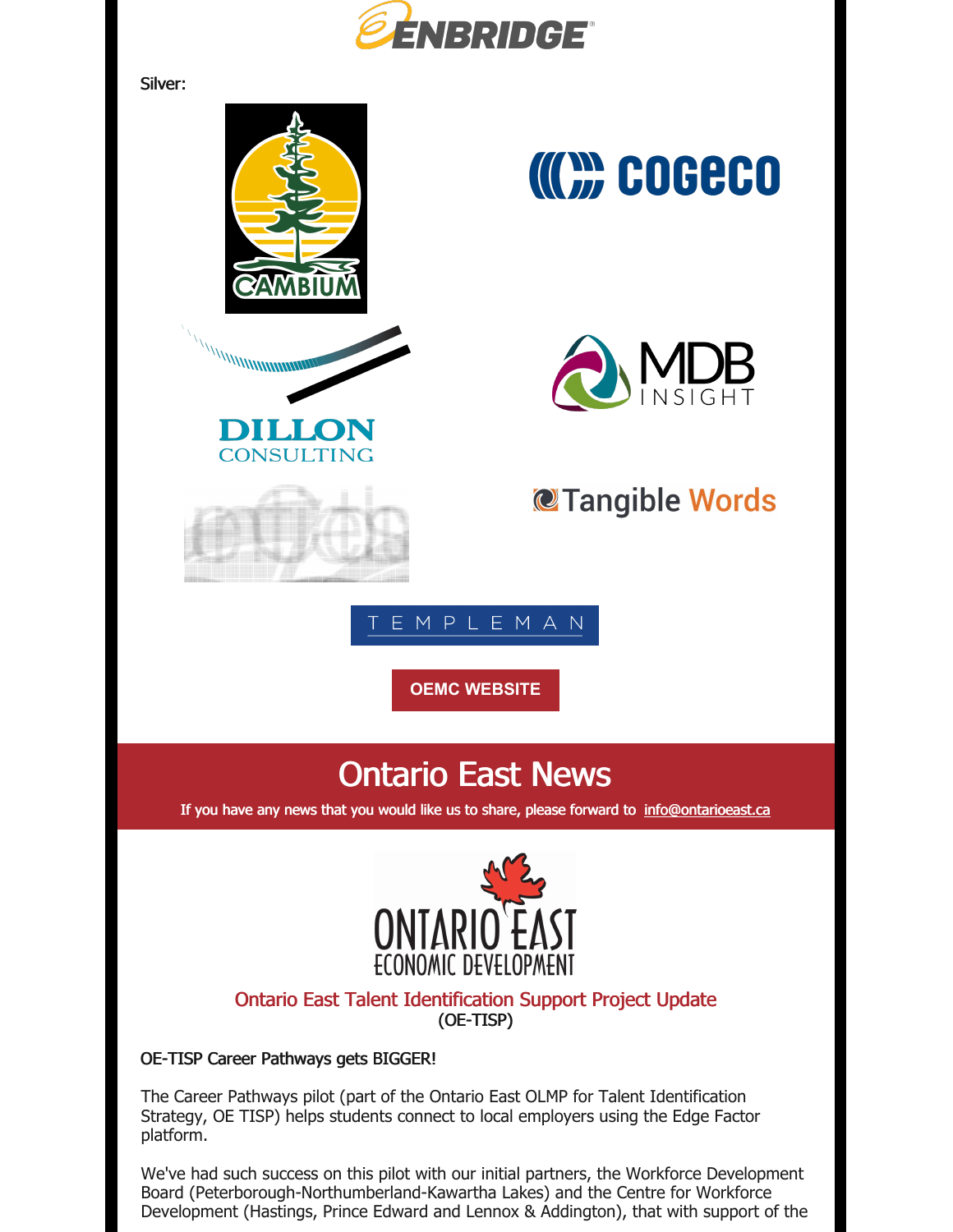Silver:

OEMC WEBSITE

## Ontario East News

If you have any news that you would like us to share, please forward to info@ontarioeast.ca

### Ontario East Talent Identification Support Project Update
(OE-TISP)

OE-TISP Career Pathways gets BIGGER!

The Career Pathways pilot (part of the Ontario East OLMP for Talent Identification Strategy, OE TISP) helps students connect to local employers using the Edge Factor platform.

We've had such success on this pilot with our initial partners, the Workforce Development Board (Peterborough-Northumberland-Kawartha Lakes) and the Centre for Workforce Development (Hastings, Prince Edward and Lennox & Addington), that with support of the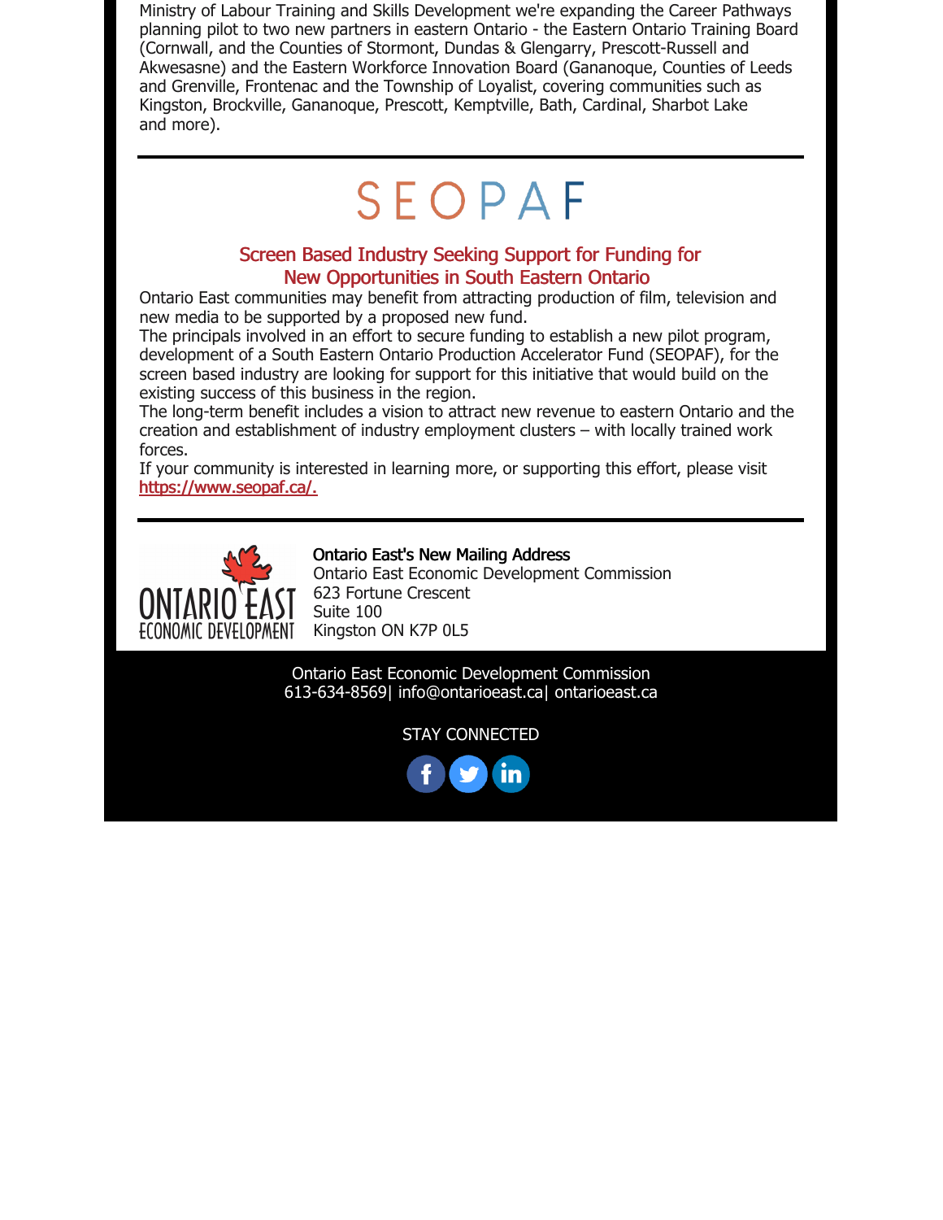Ministry of Labour Training and Skills Development we're expanding the Career Pathways planning pilot to two new partners in eastern Ontario - the Eastern Ontario Training Board (Cornwall, and the Counties of Stormont, Dundas & Glengarry, Prescott-Russell and Akwesasne) and the Eastern Workforce Innovation Board (Gananoque, Counties of Leeds and Grenville, Frontenac and the Township of Loyalist, covering communities such as Kingston, Brockville, Gananoque, Prescott, Kemptville, Bath, Cardinal, Sharbot Lake and more).

---

SEOPAF

## Screen Based Industry Seeking Support for Funding for New Opportunities in South Eastern Ontario

Ontario East communities may benefit from attracting production of film, television and new media to be supported by a proposed new fund.

The principals involved in an effort to secure funding to establish a new pilot program, development of a South Eastern Ontario Production Accelerator Fund (SEOPAF), for the screen based industry are looking for support for this initiative that would build on the existing success of this business in the region.

The long-term benefit includes a vision to attract new revenue to eastern Ontario and the creation and establishment of industry employment clusters – with locally trained work forces.

If your community is interested in learning more, or supporting this effort, please visit https://www.seopaf.ca/.

---

ONTARIO EAST ECONOMIC DEVELOPMENT

**Ontario East's New Mailing Address**
Ontario East Economic Development Commission
623 Fortune Crescent
Suite 100
Kingston ON K7P 0L5

Ontario East Economic Development Commission
613-634-8569| info@ontarioeast.ca| ontarioeast.ca

STAY CONNECTED